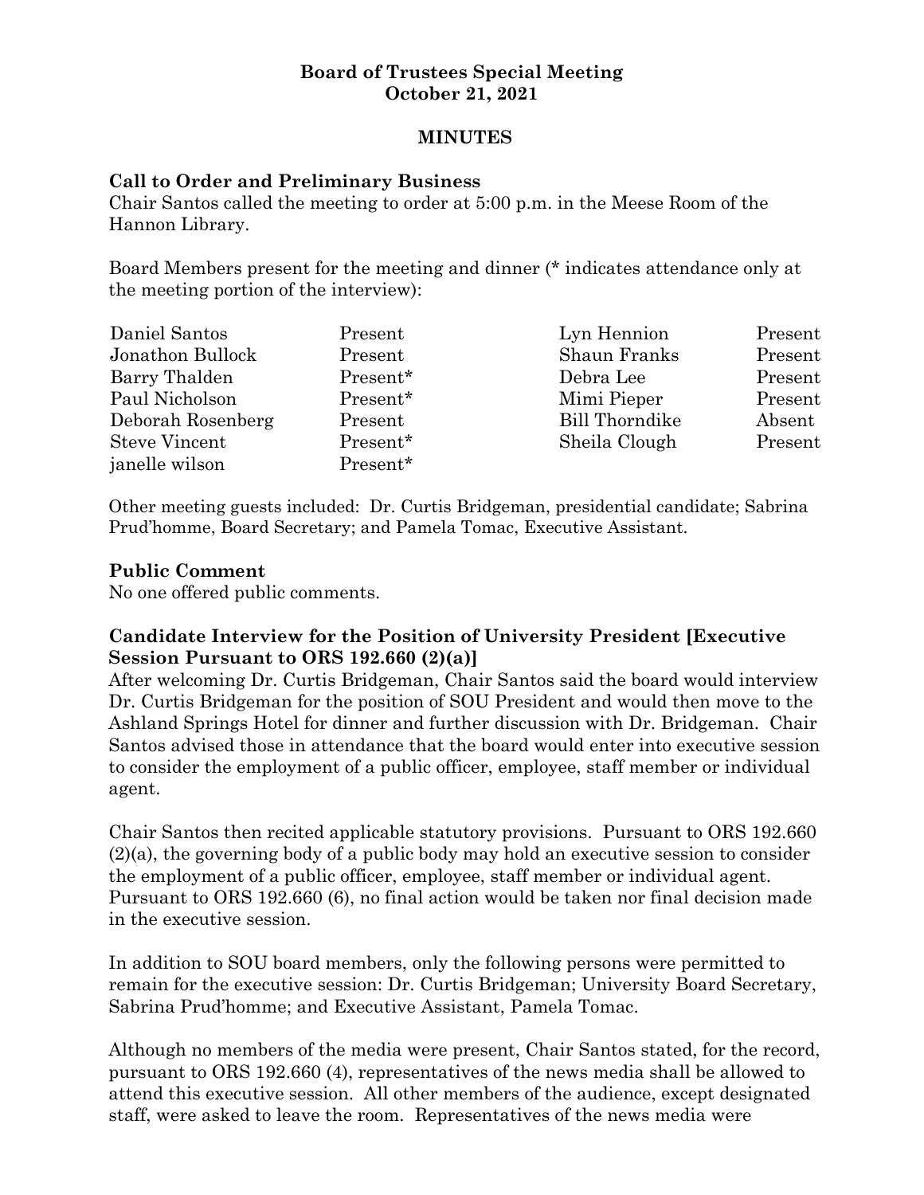**Board of Trustees Special Meeting**
**October 21, 2021**

**MINUTES**

## Call to Order and Preliminary Business

Chair Santos called the meeting to order at 5:00 p.m. in the Meese Room of the Hannon Library.

Board Members present for the meeting and dinner (* indicates attendance only at the meeting portion of the interview):

| | | | |
|---|---|---|---|
| Daniel Santos | Present | Lyn Hennion | Present |
| Jonathon Bullock | Present | Shaun Franks | Present |
| Barry Thalden | Present* | Debra Lee | Present |
| Paul Nicholson | Present* | Mimi Pieper | Present |
| Deborah Rosenberg | Present | Bill Thorndike | Absent |
| Steve Vincent | Present* | Sheila Clough | Present |
| janelle wilson | Present* | | |

Other meeting guests included: Dr. Curtis Bridgeman, presidential candidate; Sabrina Prud'homme, Board Secretary; and Pamela Tomac, Executive Assistant.

## Public Comment

No one offered public comments.

## Candidate Interview for the Position of University President [Executive Session Pursuant to ORS 192.660 (2)(a)]

After welcoming Dr. Curtis Bridgeman, Chair Santos said the board would interview Dr. Curtis Bridgeman for the position of SOU President and would then move to the Ashland Springs Hotel for dinner and further discussion with Dr. Bridgeman. Chair Santos advised those in attendance that the board would enter into executive session to consider the employment of a public officer, employee, staff member or individual agent.

Chair Santos then recited applicable statutory provisions. Pursuant to ORS 192.660 (2)(a), the governing body of a public body may hold an executive session to consider the employment of a public officer, employee, staff member or individual agent. Pursuant to ORS 192.660 (6), no final action would be taken nor final decision made in the executive session.

In addition to SOU board members, only the following persons were permitted to remain for the executive session: Dr. Curtis Bridgeman; University Board Secretary, Sabrina Prud'homme; and Executive Assistant, Pamela Tomac.

Although no members of the media were present, Chair Santos stated, for the record, pursuant to ORS 192.660 (4), representatives of the news media shall be allowed to attend this executive session. All other members of the audience, except designated staff, were asked to leave the room. Representatives of the news media were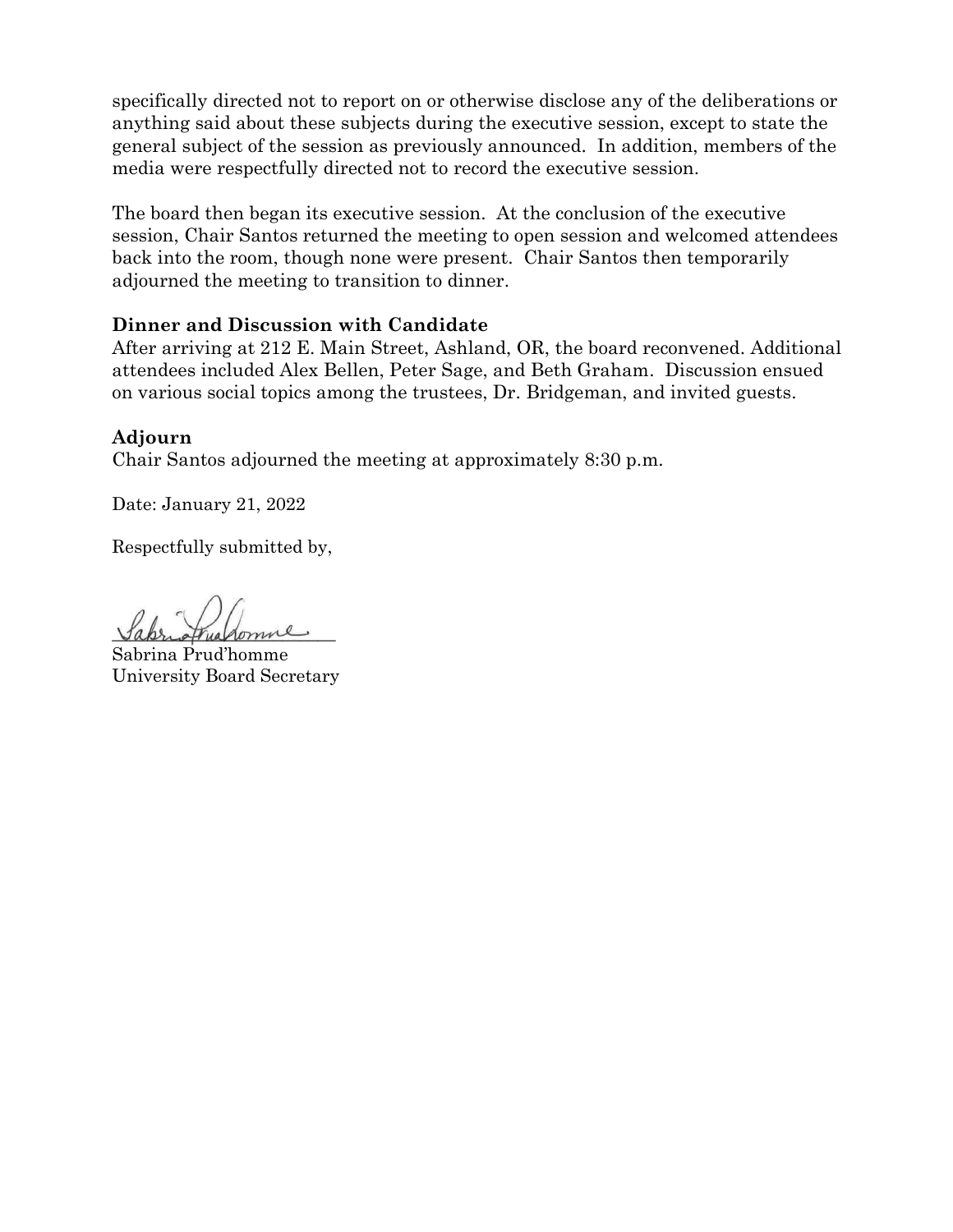specifically directed not to report on or otherwise disclose any of the deliberations or anything said about these subjects during the executive session, except to state the general subject of the session as previously announced. In addition, members of the media were respectfully directed not to record the executive session.

The board then began its executive session. At the conclusion of the executive session, Chair Santos returned the meeting to open session and welcomed attendees back into the room, though none were present. Chair Santos then temporarily adjourned the meeting to transition to dinner.

**Dinner and Discussion with Candidate**

After arriving at 212 E. Main Street, Ashland, OR, the board reconvened. Additional attendees included Alex Bellen, Peter Sage, and Beth Graham. Discussion ensued on various social topics among the trustees, Dr. Bridgeman, and invited guests.

**Adjourn**

Chair Santos adjourned the meeting at approximately 8:30 p.m.

Date: January 21, 2022

Respectfully submitted by,

Sabrina Prud'homme
University Board Secretary